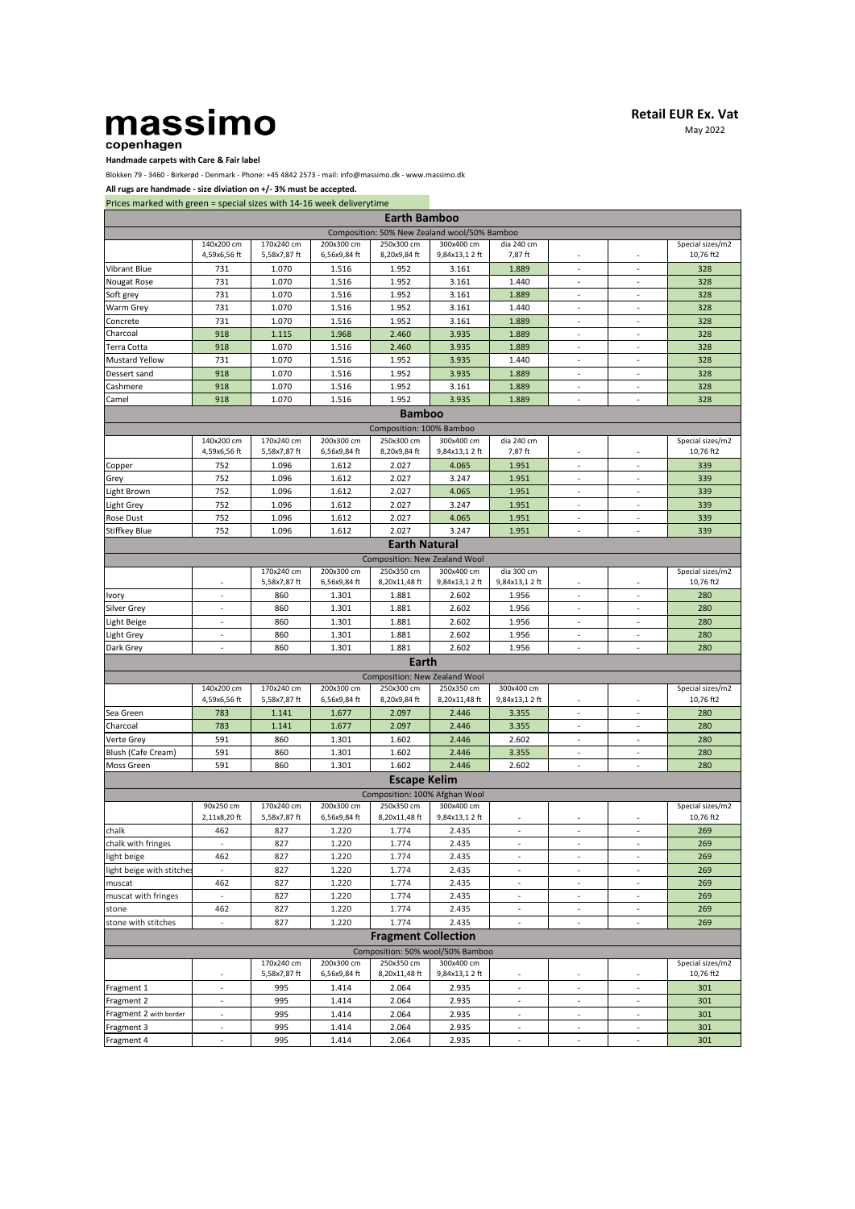# massimo
copenhagen

**Retail EUR Ex. Vat**
May 2022

**Handmade carpets with Care & Fair label**

Blokken 79 - 3460 - Birkerød - Denmark - Phone: +45 4842 2573 - mail: info@massimo.dk - www.massimo.dk

**All rugs are handmade - size diviation on +/- 3% must be accepted.**

Prices marked with green = special sizes with 14-16 week deliverytime

## Earth Bamboo

Composition: 50% New Zealand wool/50% Bamboo

| | 140x200 cm 4,59x6,56 ft | 170x240 cm 5,58x7,87 ft | 200x300 cm 6,56x9,84 ft | 250x300 cm 8,20x9,84 ft | 300x400 cm 9,84x13,1 2 ft | dia 240 cm 7,87 ft | - | - | Special sizes/m2 10,76 ft2 |
|---|---|---|---|---|---|---|---|---|---|
| Vibrant Blue | 731 | 1.070 | 1.516 | 1.952 | 3.161 | 1.889 | - | - | 328 |
| Nougat Rose | 731 | 1.070 | 1.516 | 1.952 | 3.161 | 1.440 | - | - | 328 |
| Soft grey | 731 | 1.070 | 1.516 | 1.952 | 3.161 | 1.889 | - | - | 328 |
| Warm Grey | 731 | 1.070 | 1.516 | 1.952 | 3.161 | 1.440 | - | - | 328 |
| Concrete | 731 | 1.070 | 1.516 | 1.952 | 3.161 | 1.889 | - | - | 328 |
| Charcoal | 918 | 1.115 | 1.968 | 2.460 | 3.935 | 1.889 | - | - | 328 |
| Terra Cotta | 918 | 1.070 | 1.516 | 2.460 | 3.935 | 1.889 | - | - | 328 |
| Mustard Yellow | 731 | 1.070 | 1.516 | 1.952 | 3.935 | 1.440 | - | - | 328 |
| Dessert sand | 918 | 1.070 | 1.516 | 1.952 | 3.935 | 1.889 | - | - | 328 |
| Cashmere | 918 | 1.070 | 1.516 | 1.952 | 3.161 | 1.889 | - | - | 328 |
| Camel | 918 | 1.070 | 1.516 | 1.952 | 3.935 | 1.889 | - | - | 328 |

## Bamboo

Composition: 100% Bamboo

| | 140x200 cm 4,59x6,56 ft | 170x240 cm 5,58x7,87 ft | 200x300 cm 6,56x9,84 ft | 250x300 cm 8,20x9,84 ft | 300x400 cm 9,84x13,1 2 ft | dia 240 cm 7,87 ft | - | - | Special sizes/m2 10,76 ft2 |
|---|---|---|---|---|---|---|---|---|---|
| Copper | 752 | 1.096 | 1.612 | 2.027 | 4.065 | 1.951 | - | - | 339 |
| Grey | 752 | 1.096 | 1.612 | 2.027 | 3.247 | 1.951 | - | - | 339 |
| Light Brown | 752 | 1.096 | 1.612 | 2.027 | 4.065 | 1.951 | - | - | 339 |
| Light Grey | 752 | 1.096 | 1.612 | 2.027 | 3.247 | 1.951 | - | - | 339 |
| Rose Dust | 752 | 1.096 | 1.612 | 2.027 | 4.065 | 1.951 | - | - | 339 |
| Stiffkey Blue | 752 | 1.096 | 1.612 | 2.027 | 3.247 | 1.951 | - | - | 339 |

## Earth Natural

Composition: New Zealand Wool

| | - | 170x240 cm 5,58x7,87 ft | 200x300 cm 6,56x9,84 ft | 250x350 cm 8,20x11,48 ft | 300x400 cm 9,84x13,1 2 ft | dia 300 cm 9,84x13,1 2 ft | - | - | Special sizes/m2 10,76 ft2 |
|---|---|---|---|---|---|---|---|---|---|
| Ivory | - | 860 | 1.301 | 1.881 | 2.602 | 1.956 | - | - | 280 |
| Silver Grey | - | 860 | 1.301 | 1.881 | 2.602 | 1.956 | - | - | 280 |
| Light Beige | - | 860 | 1.301 | 1.881 | 2.602 | 1.956 | - | - | 280 |
| Light Grey | - | 860 | 1.301 | 1.881 | 2.602 | 1.956 | - | - | 280 |
| Dark Grey | - | 860 | 1.301 | 1.881 | 2.602 | 1.956 | - | - | 280 |

## Earth

Composition: New Zealand Wool

| | 140x200 cm 4,59x6,56 ft | 170x240 cm 5,58x7,87 ft | 200x300 cm 6,56x9,84 ft | 250x300 cm 8,20x9,84 ft | 250x350 cm 8,20x11,48 ft | 300x400 cm 9,84x13,1 2 ft | - | - | Special sizes/m2 10,76 ft2 |
|---|---|---|---|---|---|---|---|---|---|
| Sea Green | 783 | 1.141 | 1.677 | 2.097 | 2.446 | 3.355 | - | - | 280 |
| Charcoal | 783 | 1.141 | 1.677 | 2.097 | 2.446 | 3.355 | - | - | 280 |
| Verte Grey | 591 | 860 | 1.301 | 1.602 | 2.446 | 2.602 | - | - | 280 |
| Blush (Cafe Cream) | 591 | 860 | 1.301 | 1.602 | 2.446 | 3.355 | - | - | 280 |
| Moss Green | 591 | 860 | 1.301 | 1.602 | 2.446 | 2.602 | - | - | 280 |

## Escape Kelim

Composition: 100% Afghan Wool

| | 90x250 cm 2,11x8,20 ft | 170x240 cm 5,58x7,87 ft | 200x300 cm 6,56x9,84 ft | 250x350 cm 8,20x11,48 ft | 300x400 cm 9,84x13,1 2 ft | - | - | - | Special sizes/m2 10,76 ft2 |
|---|---|---|---|---|---|---|---|---|---|
| chalk | 462 | 827 | 1.220 | 1.774 | 2.435 | - | - | - | 269 |
| chalk with fringes | - | 827 | 1.220 | 1.774 | 2.435 | - | - | - | 269 |
| light beige | 462 | 827 | 1.220 | 1.774 | 2.435 | - | - | - | 269 |
| light beige with stitches | - | 827 | 1.220 | 1.774 | 2.435 | - | - | - | 269 |
| muscat | 462 | 827 | 1.220 | 1.774 | 2.435 | - | - | - | 269 |
| muscat with fringes | - | 827 | 1.220 | 1.774 | 2.435 | - | - | - | 269 |
| stone | 462 | 827 | 1.220 | 1.774 | 2.435 | - | - | - | 269 |
| stone with stitches | - | 827 | 1.220 | 1.774 | 2.435 | - | - | - | 269 |

## Fragment Collection

Composition: 50% wool/50% Bamboo

| | - | 170x240 cm 5,58x7,87 ft | 200x300 cm 6,56x9,84 ft | 250x350 cm 8,20x11,48 ft | 300x400 cm 9,84x13,1 2 ft | - | - | - | Special sizes/m2 10,76 ft2 |
|---|---|---|---|---|---|---|---|---|---|
| Fragment 1 | - | 995 | 1.414 | 2.064 | 2.935 | - | - | - | 301 |
| Fragment 2 | - | 995 | 1.414 | 2.064 | 2.935 | - | - | - | 301 |
| Fragment 2 with border | - | 995 | 1.414 | 2.064 | 2.935 | - | - | - | 301 |
| Fragment 3 | - | 995 | 1.414 | 2.064 | 2.935 | - | - | - | 301 |
| Fragment 4 | - | 995 | 1.414 | 2.064 | 2.935 | - | - | - | 301 |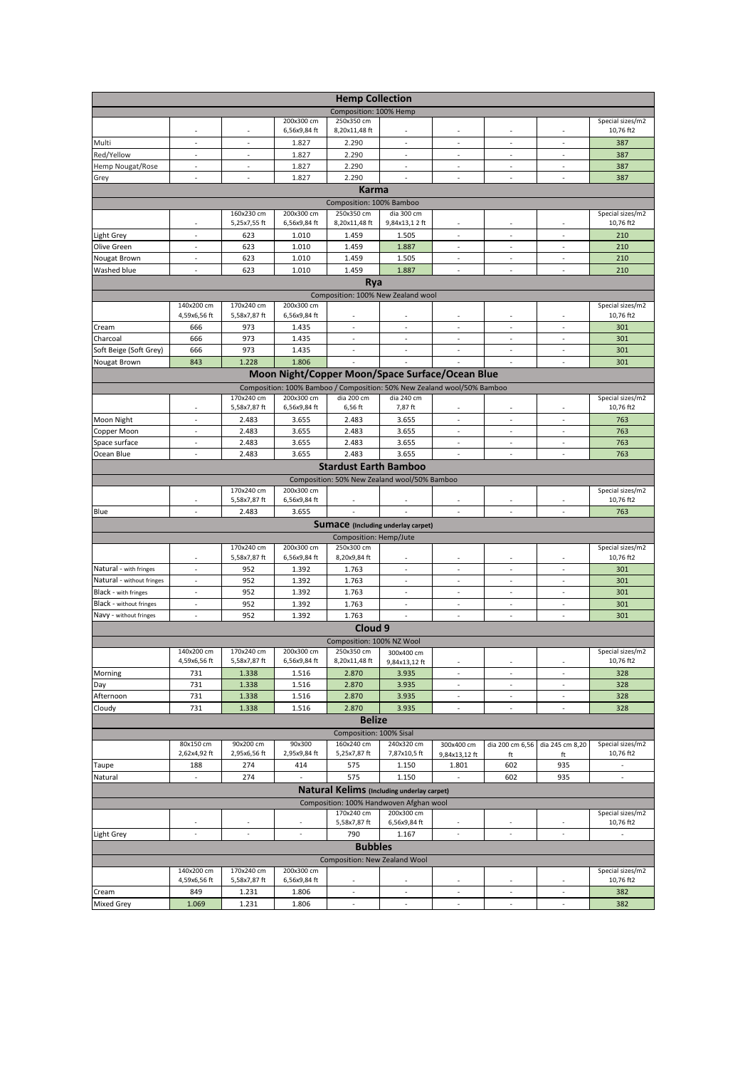# Hemp Collection

Composition: 100% Hemp

| | - | - | 200x300 cm 6,56x9,84 ft | 250x350 cm 8,20x11,48 ft | - | - | - | - | Special sizes/m2 10,76 ft2 |
|---|---|---|---|---|---|---|---|---|---|
| Multi | - | - | 1.827 | 2.290 | - | - | - | - | 387 |
| Red/Yellow | - | - | 1.827 | 2.290 | - | - | - | - | 387 |
| Hemp Nougat/Rose | - | - | 1.827 | 2.290 | - | - | - | - | 387 |
| Grey | - | - | 1.827 | 2.290 | - | - | - | - | 387 |

## Karma

Composition: 100% Bamboo

| | - | 160x230 cm 5,25x7,55 ft | 200x300 cm 6,56x9,84 ft | 250x350 cm 8,20x11,48 ft | dia 300 cm 9,84x13,1 2 ft | - | - | - | Special sizes/m2 10,76 ft2 |
|---|---|---|---|---|---|---|---|---|---|
| Light Grey | - | 623 | 1.010 | 1.459 | 1.505 | - | - | - | 210 |
| Olive Green | - | 623 | 1.010 | 1.459 | 1.887 | - | - | - | 210 |
| Nougat Brown | - | 623 | 1.010 | 1.459 | 1.505 | - | - | - | 210 |
| Washed blue | - | 623 | 1.010 | 1.459 | 1.887 | - | - | - | 210 |

## Rya

Composition: 100% New Zealand wool

| | 140x200 cm 4,59x6,56 ft | 170x240 cm 5,58x7,87 ft | 200x300 cm 6,56x9,84 ft | - | - | - | - | - | Special sizes/m2 10,76 ft2 |
|---|---|---|---|---|---|---|---|---|---|
| Cream | 666 | 973 | 1.435 | - | - | - | - | - | 301 |
| Charcoal | 666 | 973 | 1.435 | - | - | - | - | - | 301 |
| Soft Beige (Soft Grey) | 666 | 973 | 1.435 | - | - | - | - | - | 301 |
| Nougat Brown | 843 | 1.228 | 1.806 | - | - | - | - | - | 301 |

## Moon Night/Copper Moon/Space Surface/Ocean Blue

Composition: 100% Bamboo / Composition: 50% New Zealand wool/50% Bamboo

| | - | 170x240 cm 5,58x7,87 ft | 200x300 cm 6,56x9,84 ft | dia 200 cm 6,56 ft | dia 240 cm 7,87 ft | - | - | - | Special sizes/m2 10,76 ft2 |
|---|---|---|---|---|---|---|---|---|---|
| Moon Night | - | 2.483 | 3.655 | 2.483 | 3.655 | - | - | - | 763 |
| Copper Moon | - | 2.483 | 3.655 | 2.483 | 3.655 | - | - | - | 763 |
| Space surface | - | 2.483 | 3.655 | 2.483 | 3.655 | - | - | - | 763 |
| Ocean Blue | - | 2.483 | 3.655 | 2.483 | 3.655 | - | - | - | 763 |

## Stardust Earth Bamboo

Composition: 50% New Zealand wool/50% Bamboo

| | - | 170x240 cm 5,58x7,87 ft | 200x300 cm 6,56x9,84 ft | - | - | - | - | - | Special sizes/m2 10,76 ft2 |
|---|---|---|---|---|---|---|---|---|---|
| Blue | - | 2.483 | 3.655 | - | - | - | - | - | 763 |

## Sumace (Including underlay carpet)

Composition: Hemp/Jute

| | - | 170x240 cm 5,58x7,87 ft | 200x300 cm 6,56x9,84 ft | 250x300 cm 8,20x9,84 ft | - | - | - | - | Special sizes/m2 10,76 ft2 |
|---|---|---|---|---|---|---|---|---|---|
| Natural - with fringes | - | 952 | 1.392 | 1.763 | - | - | - | - | 301 |
| Natural - without fringes | - | 952 | 1.392 | 1.763 | - | - | - | - | 301 |
| Black - with fringes | - | 952 | 1.392 | 1.763 | - | - | - | - | 301 |
| Black - without fringes | - | 952 | 1.392 | 1.763 | - | - | - | - | 301 |
| Navy - without fringes | - | 952 | 1.392 | 1.763 | - | - | - | - | 301 |

## Cloud 9

Composition: 100% NZ Wool

| | 140x200 cm 4,59x6,56 ft | 170x240 cm 5,58x7,87 ft | 200x300 cm 6,56x9,84 ft | 250x350 cm 8,20x11,48 ft | 300x400 cm 9,84x13,12 ft | - | - | - | Special sizes/m2 10,76 ft2 |
|---|---|---|---|---|---|---|---|---|---|
| Morning | 731 | 1.338 | 1.516 | 2.870 | 3.935 | - | - | - | 328 |
| Day | 731 | 1.338 | 1.516 | 2.870 | 3.935 | - | - | - | 328 |
| Afternoon | 731 | 1.338 | 1.516 | 2.870 | 3.935 | - | - | - | 328 |
| Cloudy | 731 | 1.338 | 1.516 | 2.870 | 3.935 | - | - | - | 328 |

## Belize

Composition: 100% Sisal

| | 80x150 cm 2,62x4,92 ft | 90x200 cm 2,95x6,56 ft | 90x300 2,95x9,84 ft | 160x240 cm 5,25x7,87 ft | 240x320 cm 7,87x10,5 ft | 300x400 cm 9,84x13,12 ft | dia 200 cm 6,56 ft | dia 245 cm 8,20 ft | Special sizes/m2 10,76 ft2 |
|---|---|---|---|---|---|---|---|---|---|
| Taupe | 188 | 274 | 414 | 575 | 1.150 | 1.801 | 602 | 935 | - |
| Natural | - | 274 | - | 575 | 1.150 | - | 602 | 935 | - |

## Natural Kelims (Including underlay carpet)

Composition: 100% Handwoven Afghan wool

| | - | - | - | 170x240 cm 5,58x7,87 ft | 200x300 cm 6,56x9,84 ft | - | - | - | Special sizes/m2 10,76 ft2 |
|---|---|---|---|---|---|---|---|---|---|
| Light Grey | - | - | - | 790 | 1.167 | - | - | - | - |

## Bubbles

Composition: New Zealand Wool

| | 140x200 cm 4,59x6,56 ft | 170x240 cm 5,58x7,87 ft | 200x300 cm 6,56x9,84 ft | - | - | - | - | - | Special sizes/m2 10,76 ft2 |
|---|---|---|---|---|---|---|---|---|---|
| Cream | 849 | 1.231 | 1.806 | - | - | - | - | - | 382 |
| Mixed Grey | 1.069 | 1.231 | 1.806 | - | - | - | - | - | 382 |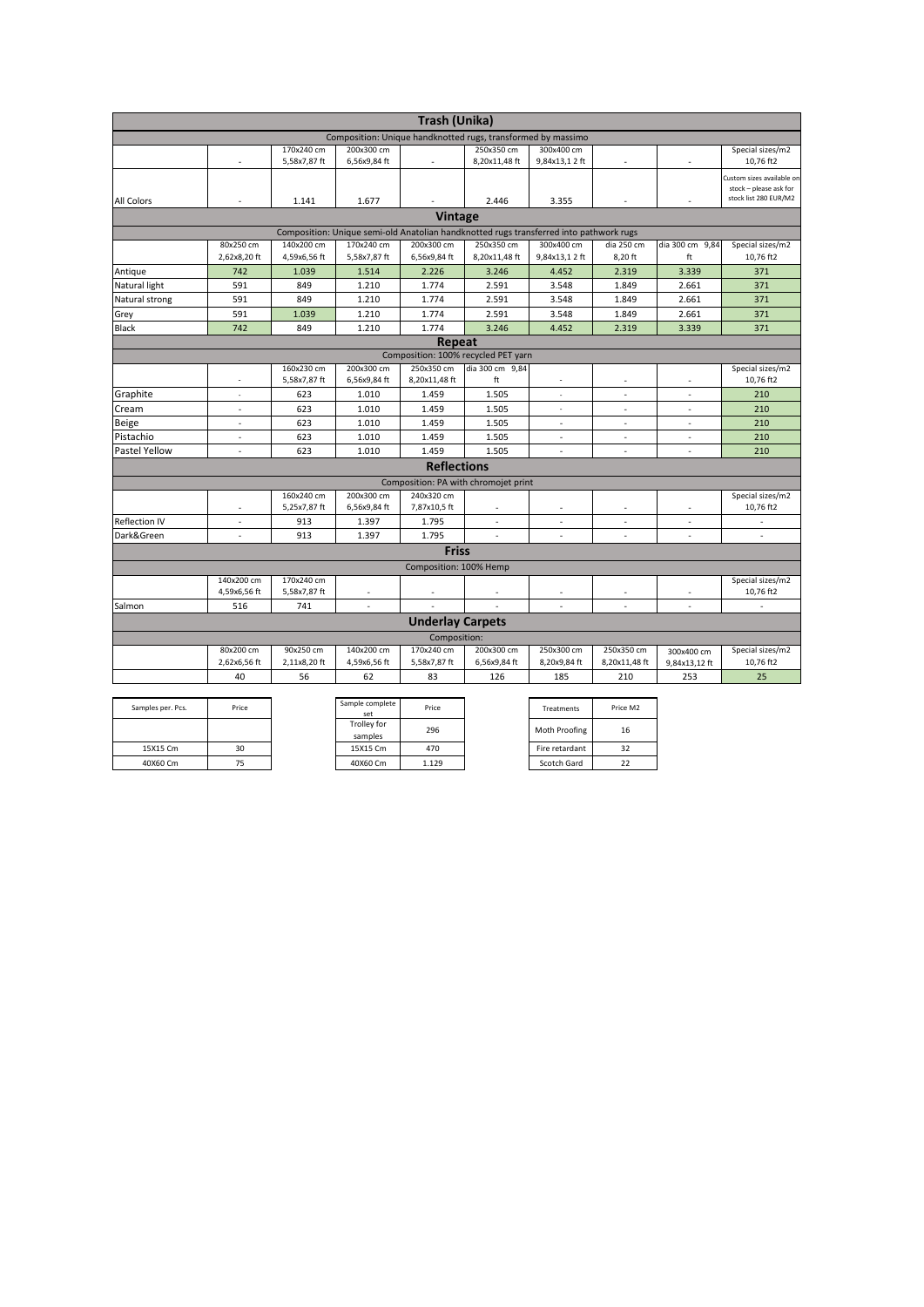## Trash (Unika)

Composition: Unique handknotted rugs, transformed by massimo

| | | | | | | | | | |
|---|---|---|---|---|---|---|---|---|---|
| | - | 170x240 cm 5,58x7,87 ft | 200x300 cm 6,56x9,84 ft | - | 250x350 cm 8,20x11,48 ft | 300x400 cm 9,84x13,1 2 ft | - | - | Special sizes/m2 10,76 ft2 |
| All Colors | - | 1.141 | 1.677 | - | 2.446 | 3.355 | - | - | Custom sizes available on stock – please ask for stock list 280 EUR/M2 |

## Vintage

Composition: Unique semi-old Anatolian handknotted rugs transferred into pathwork rugs

| | | | | | | | | | |
|---|---|---|---|---|---|---|---|---|---|
| | 80x250 cm 2,62x8,20 ft | 140x200 cm 4,59x6,56 ft | 170x240 cm 5,58x7,87 ft | 200x300 cm 6,56x9,84 ft | 250x350 cm 8,20x11,48 ft | 300x400 cm 9,84x13,1 2 ft | dia 250 cm 8,20 ft | dia 300 cm 9,84 ft | Special sizes/m2 10,76 ft2 |
| Antique | 742 | 1.039 | 1.514 | 2.226 | 3.246 | 4.452 | 2.319 | 3.339 | 371 |
| Natural light | 591 | 849 | 1.210 | 1.774 | 2.591 | 3.548 | 1.849 | 2.661 | 371 |
| Natural strong | 591 | 849 | 1.210 | 1.774 | 2.591 | 3.548 | 1.849 | 2.661 | 371 |
| Grey | 591 | 1.039 | 1.210 | 1.774 | 2.591 | 3.548 | 1.849 | 2.661 | 371 |
| Black | 742 | 849 | 1.210 | 1.774 | 3.246 | 4.452 | 2.319 | 3.339 | 371 |

## Repeat

Composition: 100% recycled PET yarn

| | | | | | | | | | |
|---|---|---|---|---|---|---|---|---|---|
| | - | 160x230 cm 5,58x7,87 ft | 200x300 cm 6,56x9,84 ft | 250x350 cm 8,20x11,48 ft | dia 300 cm 9,84 ft | - | - | - | Special sizes/m2 10,76 ft2 |
| Graphite | - | 623 | 1.010 | 1.459 | 1.505 | - | - | - | 210 |
| Cream | - | 623 | 1.010 | 1.459 | 1.505 | - | - | - | 210 |
| Beige | - | 623 | 1.010 | 1.459 | 1.505 | - | - | - | 210 |
| Pistachio | - | 623 | 1.010 | 1.459 | 1.505 | - | - | - | 210 |
| Pastel Yellow | - | 623 | 1.010 | 1.459 | 1.505 | - | - | - | 210 |

## Reflections

Composition: PA with chromojet print

| | | | | | | | | | |
|---|---|---|---|---|---|---|---|---|---|
| | - | 160x240 cm 5,25x7,87 ft | 200x300 cm 6,56x9,84 ft | 240x320 cm 7,87x10,5 ft | - | - | - | - | Special sizes/m2 10,76 ft2 |
| Reflection IV | - | 913 | 1.397 | 1.795 | - | - | - | - | - |
| Dark&Green | - | 913 | 1.397 | 1.795 | - | - | - | - | - |

## Friss

Composition: 100% Hemp

| | | | | | | | | | |
|---|---|---|---|---|---|---|---|---|---|
| | 140x200 cm 4,59x6,56 ft | 170x240 cm 5,58x7,87 ft | - | - | - | - | - | - | Special sizes/m2 10,76 ft2 |
| Salmon | 516 | 741 | - | - | - | - | - | - | - |

## Underlay Carpets

Composition:

| | | | | | | | | | |
|---|---|---|---|---|---|---|---|---|---|
| | 80x200 cm 2,62x6,56 ft | 90x250 cm 2,11x8,20 ft | 140x200 cm 4,59x6,56 ft | 170x240 cm 5,58x7,87 ft | 200x300 cm 6,56x9,84 ft | 250x300 cm 8,20x9,84 ft | 250x350 cm 8,20x11,48 ft | 300x400 cm 9,84x13,12 ft | Special sizes/m2 10,76 ft2 |
| | 40 | 56 | 62 | 83 | 126 | 185 | 210 | 253 | 25 |

| Samples per. Pcs. | Price |
|---|---|
| | |
| 15X15 Cm | 30 |
| 40X60 Cm | 75 |

| Sample complete set | Price |
|---|---|
| Trolley for samples | 296 |
| 15X15 Cm | 470 |
| 40X60 Cm | 1.129 |

| Treatments | Price M2 |
|---|---|
| Moth Proofing | 16 |
| Fire retardant | 32 |
| Scotch Gard | 22 |